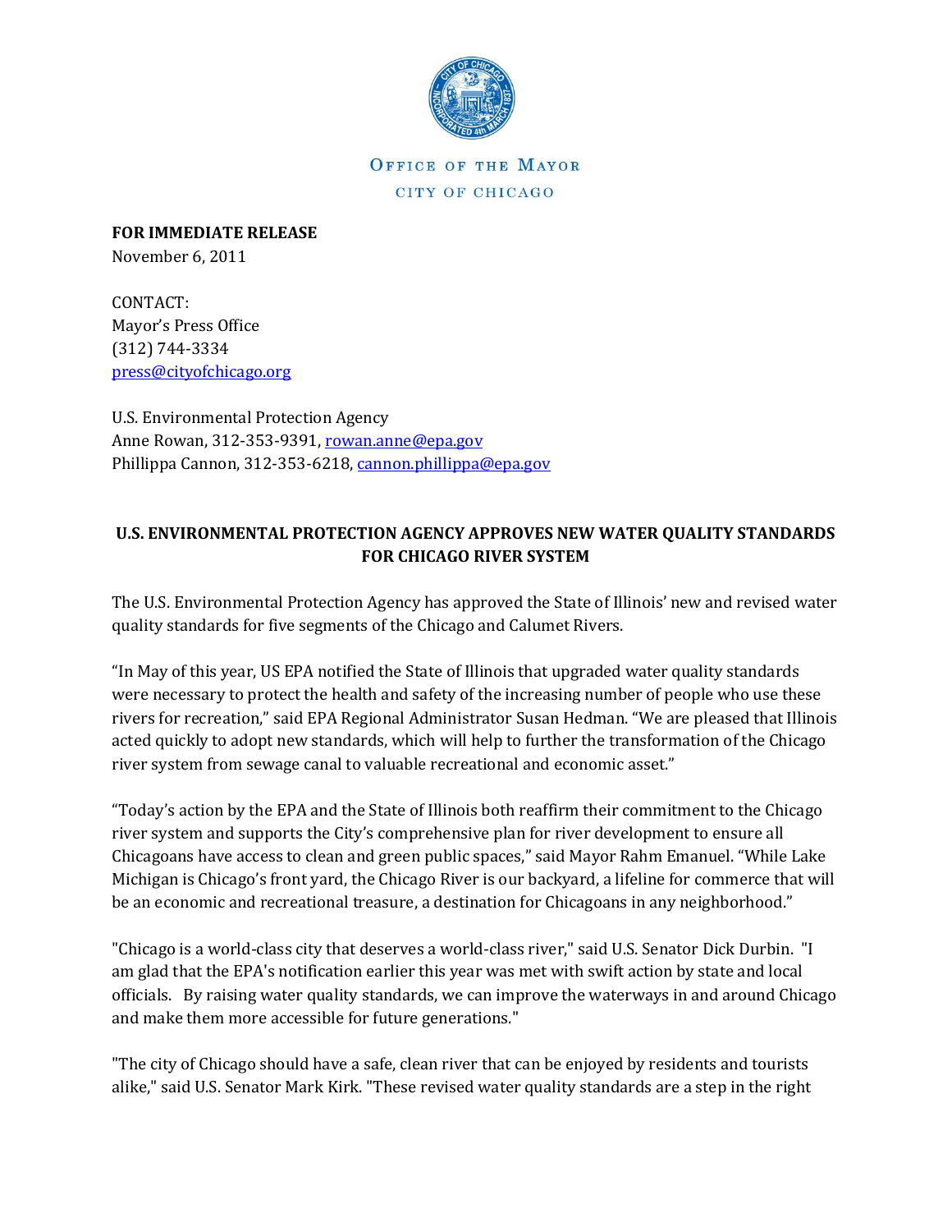OFFICE OF THE MAYOR

CITY OF CHICAGO

**FOR IMMEDIATE RELEASE**
November 6, 2011

CONTACT:
Mayor's Press Office
(312) 744-3334
press@cityofchicago.org

U.S. Environmental Protection Agency
Anne Rowan, 312-353-9391, rowan.anne@epa.gov
Phillippa Cannon, 312-353-6218, cannon.phillippa@epa.gov

**U.S. ENVIRONMENTAL PROTECTION AGENCY APPROVES NEW WATER QUALITY STANDARDS FOR CHICAGO RIVER SYSTEM**

The U.S. Environmental Protection Agency has approved the State of Illinois' new and revised water quality standards for five segments of the Chicago and Calumet Rivers.

"In May of this year, US EPA notified the State of Illinois that upgraded water quality standards were necessary to protect the health and safety of the increasing number of people who use these rivers for recreation," said EPA Regional Administrator Susan Hedman. "We are pleased that Illinois acted quickly to adopt new standards, which will help to further the transformation of the Chicago river system from sewage canal to valuable recreational and economic asset."

"Today's action by the EPA and the State of Illinois both reaffirm their commitment to the Chicago river system and supports the City's comprehensive plan for river development to ensure all Chicagoans have access to clean and green public spaces," said Mayor Rahm Emanuel. "While Lake Michigan is Chicago's front yard, the Chicago River is our backyard, a lifeline for commerce that will be an economic and recreational treasure, a destination for Chicagoans in any neighborhood."

"Chicago is a world-class city that deserves a world-class river," said U.S. Senator Dick Durbin. "I am glad that the EPA's notification earlier this year was met with swift action by state and local officials. By raising water quality standards, we can improve the waterways in and around Chicago and make them more accessible for future generations."

"The city of Chicago should have a safe, clean river that can be enjoyed by residents and tourists alike," said U.S. Senator Mark Kirk. "These revised water quality standards are a step in the right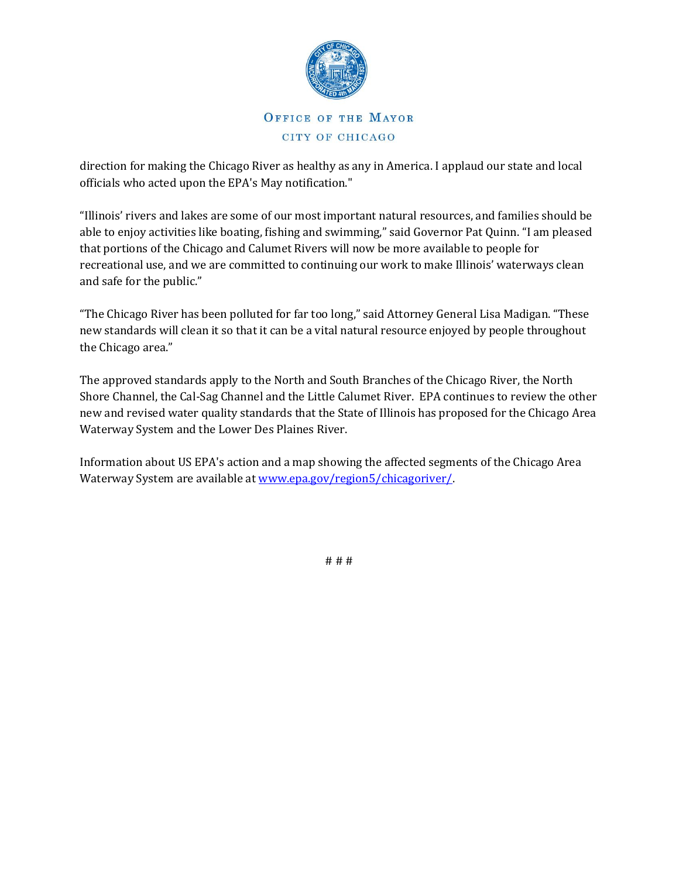direction for making the Chicago River as healthy as any in America. I applaud our state and local officials who acted upon the EPA's May notification."

"Illinois' rivers and lakes are some of our most important natural resources, and families should be able to enjoy activities like boating, fishing and swimming," said Governor Pat Quinn. "I am pleased that portions of the Chicago and Calumet Rivers will now be more available to people for recreational use, and we are committed to continuing our work to make Illinois' waterways clean and safe for the public."

"The Chicago River has been polluted for far too long," said Attorney General Lisa Madigan. "These new standards will clean it so that it can be a vital natural resource enjoyed by people throughout the Chicago area."

The approved standards apply to the North and South Branches of the Chicago River, the North Shore Channel, the Cal-Sag Channel and the Little Calumet River. EPA continues to review the other new and revised water quality standards that the State of Illinois has proposed for the Chicago Area Waterway System and the Lower Des Plaines River.

Information about US EPA's action and a map showing the affected segments of the Chicago Area Waterway System are available at www.epa.gov/region5/chicagoriver/.

# # #